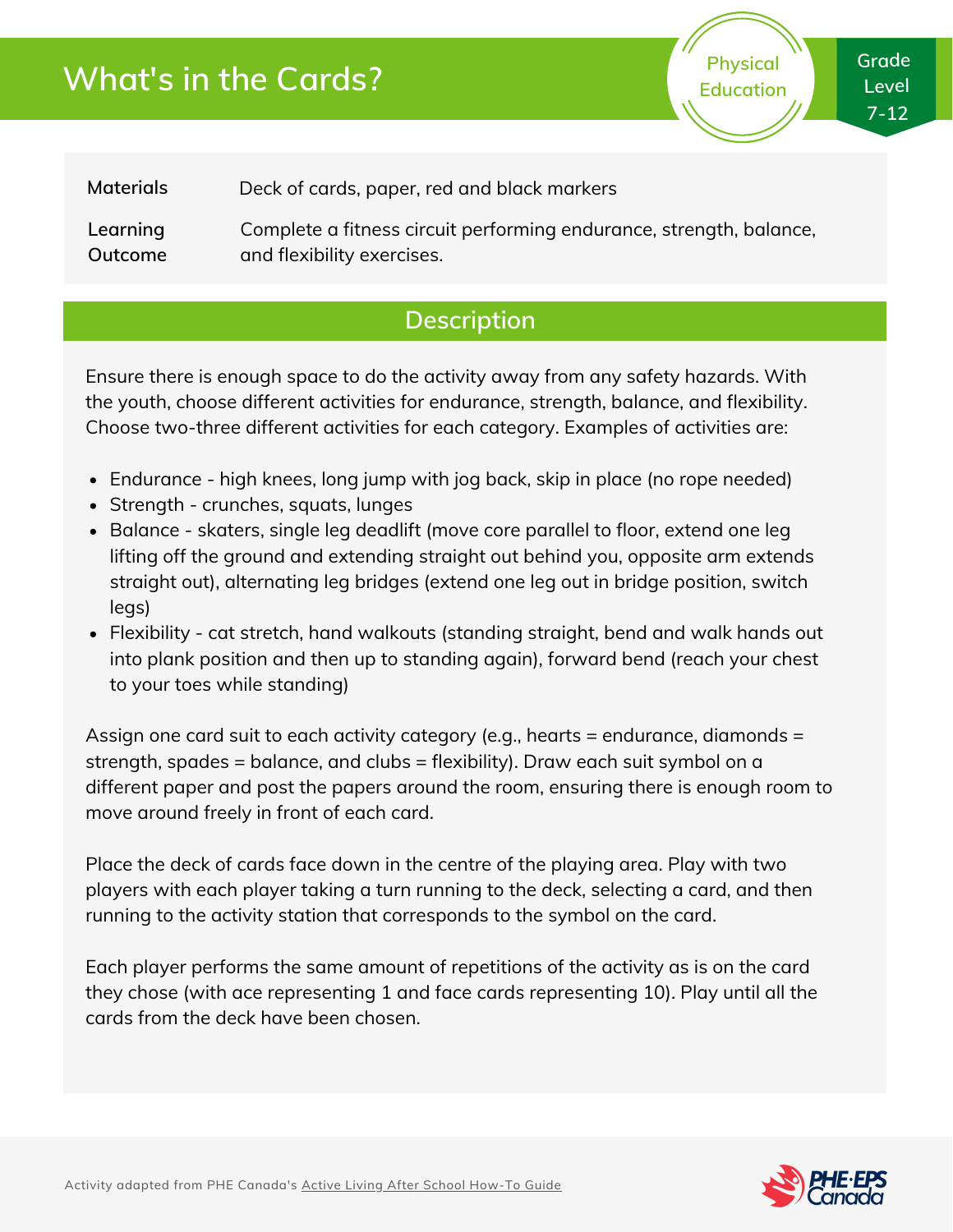# What's in the Cards?

Physical Education

Grade Level 7-12

| | |
|---|---|
| **Materials** | Deck of cards, paper, red and black markers |
| **Learning Outcome** | Complete a fitness circuit performing endurance, strength, balance, and flexibility exercises. |

## Description

Ensure there is enough space to do the activity away from any safety hazards. With the youth, choose different activities for endurance, strength, balance, and flexibility. Choose two-three different activities for each category. Examples of activities are:

- Endurance - high knees, long jump with jog back, skip in place (no rope needed)
- Strength - crunches, squats, lunges
- Balance - skaters, single leg deadlift (move core parallel to floor, extend one leg lifting off the ground and extending straight out behind you, opposite arm extends straight out), alternating leg bridges (extend one leg out in bridge position, switch legs)
- Flexibility - cat stretch, hand walkouts (standing straight, bend and walk hands out into plank position and then up to standing again), forward bend (reach your chest to your toes while standing)

Assign one card suit to each activity category (e.g., hearts = endurance, diamonds = strength, spades = balance, and clubs = flexibility). Draw each suit symbol on a different paper and post the papers around the room, ensuring there is enough room to move around freely in front of each card.

Place the deck of cards face down in the centre of the playing area. Play with two players with each player taking a turn running to the deck, selecting a card, and then running to the activity station that corresponds to the symbol on the card.

Each player performs the same amount of repetitions of the activity as is on the card they chose (with ace representing 1 and face cards representing 10). Play until all the cards from the deck have been chosen.

Activity adapted from PHE Canada's Active Living After School How-To Guide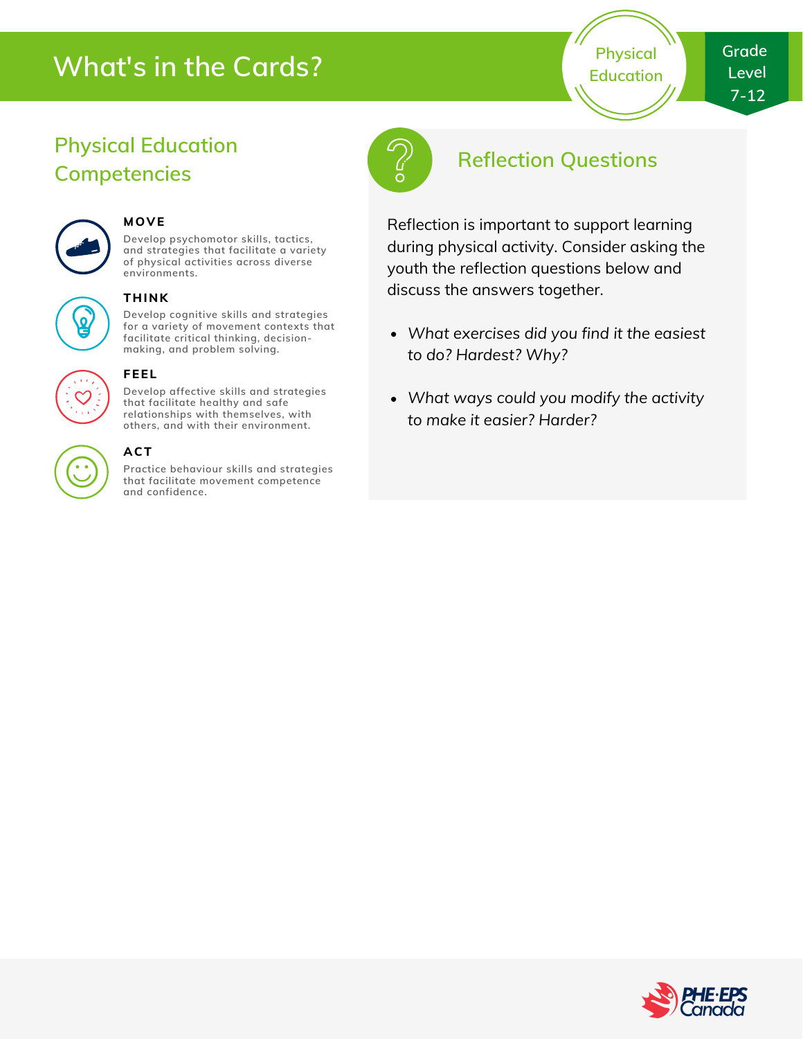# What's in the Cards?

Physical Education

Grade Level 7-12

## Physical Education Competencies

**MOVE**

Develop psychomotor skills, tactics, and strategies that facilitate a variety of physical activities across diverse environments.

**THINK**

Develop cognitive skills and strategies for a variety of movement contexts that facilitate critical thinking, decision-making, and problem solving.

**FEEL**

Develop affective skills and strategies that facilitate healthy and safe relationships with themselves, with others, and with their environment.

**ACT**

Practice behaviour skills and strategies that facilitate movement competence and confidence.

## Reflection Questions

Reflection is important to support learning during physical activity. Consider asking the youth the reflection questions below and discuss the answers together.

- *What exercises did you find it the easiest to do? Hardest? Why?*
- *What ways could you modify the activity to make it easier? Harder?*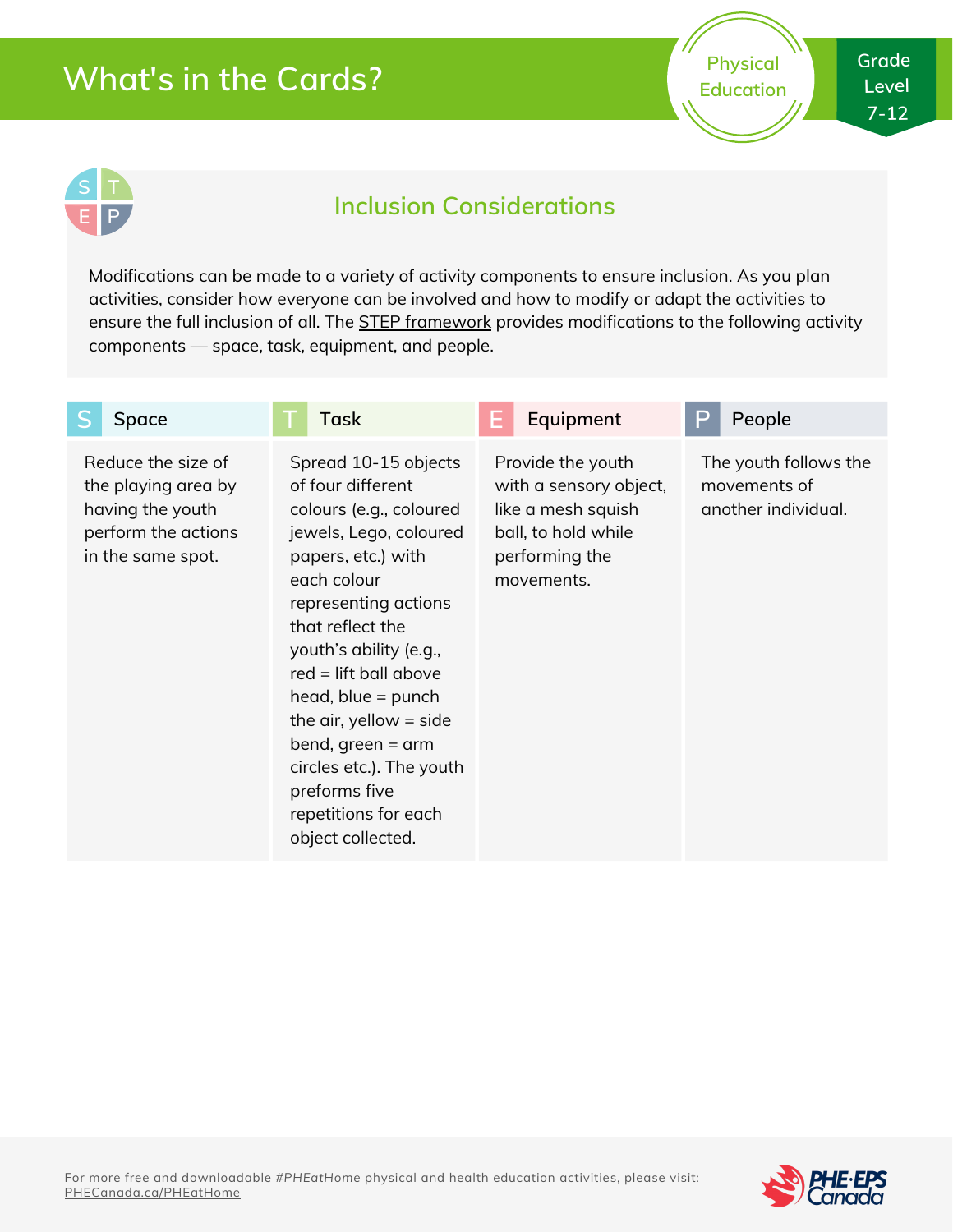# What's in the Cards?

Physical Education

Grade Level 7-12

## Inclusion Considerations

Modifications can be made to a variety of activity components to ensure inclusion. As you plan activities, consider how everyone can be involved and how to modify or adapt the activities to ensure the full inclusion of all. The STEP framework provides modifications to the following activity components — space, task, equipment, and people.

| S Space | T Task | E Equipment | P People |
| --- | --- | --- | --- |
| Reduce the size of the playing area by having the youth perform the actions in the same spot. | Spread 10-15 objects of four different colours (e.g., coloured jewels, Lego, coloured papers, etc.) with each colour representing actions that reflect the youth's ability (e.g., red = lift ball above head, blue = punch the air, yellow = side bend, green = arm circles etc.). The youth preforms five repetitions for each object collected. | Provide the youth with a sensory object, like a mesh squish ball, to hold while performing the movements. | The youth follows the movements of another individual. |

For more free and downloadable #PHEatHome physical and health education activities, please visit: PHECanada.ca/PHEatHome